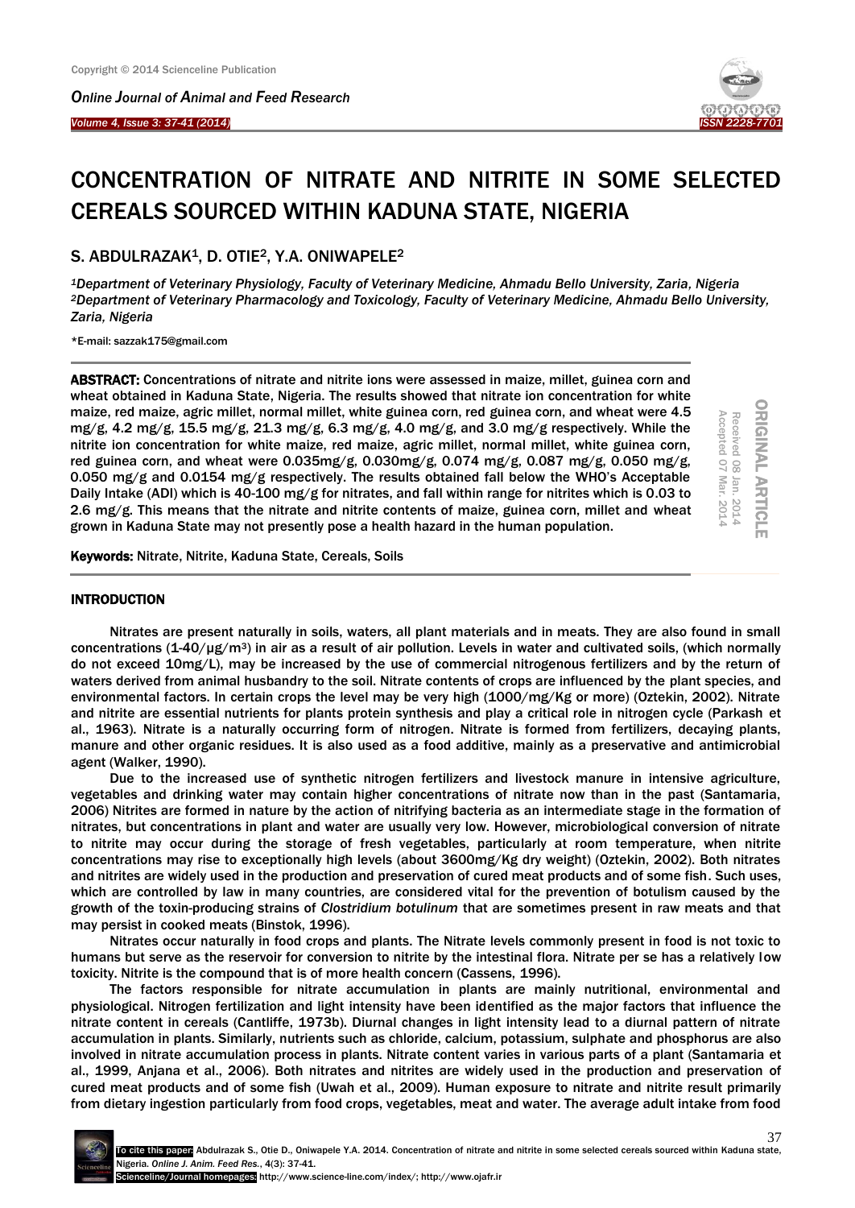# CONCENTRATION OF NITRATE AND NITRITE IN SOME SELECTED CEREALS SOURCED WITHIN KADUNA STATE, NIGERIA

S. ABDULRAZAK[1], D. OTIE[2], Y.A. ONIWAPELE[2]

*[1]Department of Veterinary Physiology, Faculty of Veterinary Medicine, Ahmadu Bello University, Zaria, Nigeria*
*[2]Department of Veterinary Pharmacology and Toxicology, Faculty of Veterinary Medicine, Ahmadu Bello University, Zaria, Nigeria*

*E-mail: sazzak175@gmail.com

ORIGINAL ARTICLE

Received 08 Jan. 2014
Accepted 07 Mar. 2014

**ABSTRACT:** Concentrations of nitrate and nitrite ions were assessed in maize, millet, guinea corn and wheat obtained in Kaduna State, Nigeria. The results showed that nitrate ion concentration for white maize, red maize, agric millet, normal millet, white guinea corn, red guinea corn, and wheat were 4.5 mg/g, 4.2 mg/g, 15.5 mg/g, 21.3 mg/g, 6.3 mg/g, 4.0 mg/g, and 3.0 mg/g respectively. While the nitrite ion concentration for white maize, red maize, agric millet, normal millet, white guinea corn, red guinea corn, and wheat were 0.035mg/g, 0.030mg/g, 0.074 mg/g, 0.087 mg/g, 0.050 mg/g, 0.050 mg/g and 0.0154 mg/g respectively. The results obtained fall below the WHO's Acceptable Daily Intake (ADI) which is 40-100 mg/g for nitrates, and fall within range for nitrites which is 0.03 to 2.6 mg/g. This means that the nitrate and nitrite contents of maize, guinea corn, millet and wheat grown in Kaduna State may not presently pose a health hazard in the human population.

**Keywords:** Nitrate, Nitrite, Kaduna State, Cereals, Soils

## INTRODUCTION

Nitrates are present naturally in soils, waters, all plant materials and in meats. They are also found in small concentrations (1-40/μg/m$^3$) in air as a result of air pollution. Levels in water and cultivated soils, (which normally do not exceed 10mg/L), may be increased by the use of commercial nitrogenous fertilizers and by the return of waters derived from animal husbandry to the soil. Nitrate contents of crops are influenced by the plant species, and environmental factors. In certain crops the level may be very high (1000/mg/Kg or more) (Oztekin, 2002). Nitrate and nitrite are essential nutrients for plants protein synthesis and play a critical role in nitrogen cycle (Parkash et al., 1963). Nitrate is a naturally occurring form of nitrogen. Nitrate is formed from fertilizers, decaying plants, manure and other organic residues. It is also used as a food additive, mainly as a preservative and antimicrobial agent (Walker, 1990).

Due to the increased use of synthetic nitrogen fertilizers and livestock manure in intensive agriculture, vegetables and drinking water may contain higher concentrations of nitrate now than in the past (Santamaria, 2006) Nitrites are formed in nature by the action of nitrifying bacteria as an intermediate stage in the formation of nitrates, but concentrations in plant and water are usually very low. However, microbiological conversion of nitrate to nitrite may occur during the storage of fresh vegetables, particularly at room temperature, when nitrite concentrations may rise to exceptionally high levels (about 3600mg/Kg dry weight) (Oztekin, 2002). Both nitrates and nitrites are widely used in the production and preservation of cured meat products and of some fish. Such uses, which are controlled by law in many countries, are considered vital for the prevention of botulism caused by the growth of the toxin-producing strains of *Clostridium botulinum* that are sometimes present in raw meats and that may persist in cooked meats (Binstok, 1996).

Nitrates occur naturally in food crops and plants. The Nitrate levels commonly present in food is not toxic to humans but serve as the reservoir for conversion to nitrite by the intestinal flora. Nitrate per se has a relatively low toxicity. Nitrite is the compound that is of more health concern (Cassens, 1996).

The factors responsible for nitrate accumulation in plants are mainly nutritional, environmental and physiological. Nitrogen fertilization and light intensity have been identified as the major factors that influence the nitrate content in cereals (Cantliffe, 1973b). Diurnal changes in light intensity lead to a diurnal pattern of nitrate accumulation in plants. Similarly, nutrients such as chloride, calcium, potassium, sulphate and phosphorus are also involved in nitrate accumulation process in plants. Nitrate content varies in various parts of a plant (Santamaria et al., 1999, Anjana et al., 2006). Both nitrates and nitrites are widely used in the production and preservation of cured meat products and of some fish (Uwah et al., 2009). Human exposure to nitrate and nitrite result primarily from dietary ingestion particularly from food crops, vegetables, meat and water. The average adult intake from food

To cite this paper: Abdulrazak S., Otie D., Oniwapele Y.A. 2014. Concentration of nitrate and nitrite in some selected cereals sourced within Kaduna state, Nigeria. *Online J. Anim. Feed Res.*, 4(3): 37-41.
Scienceline/Journal homepages: http://www.science-line.com/index/; http://www.ojafr.ir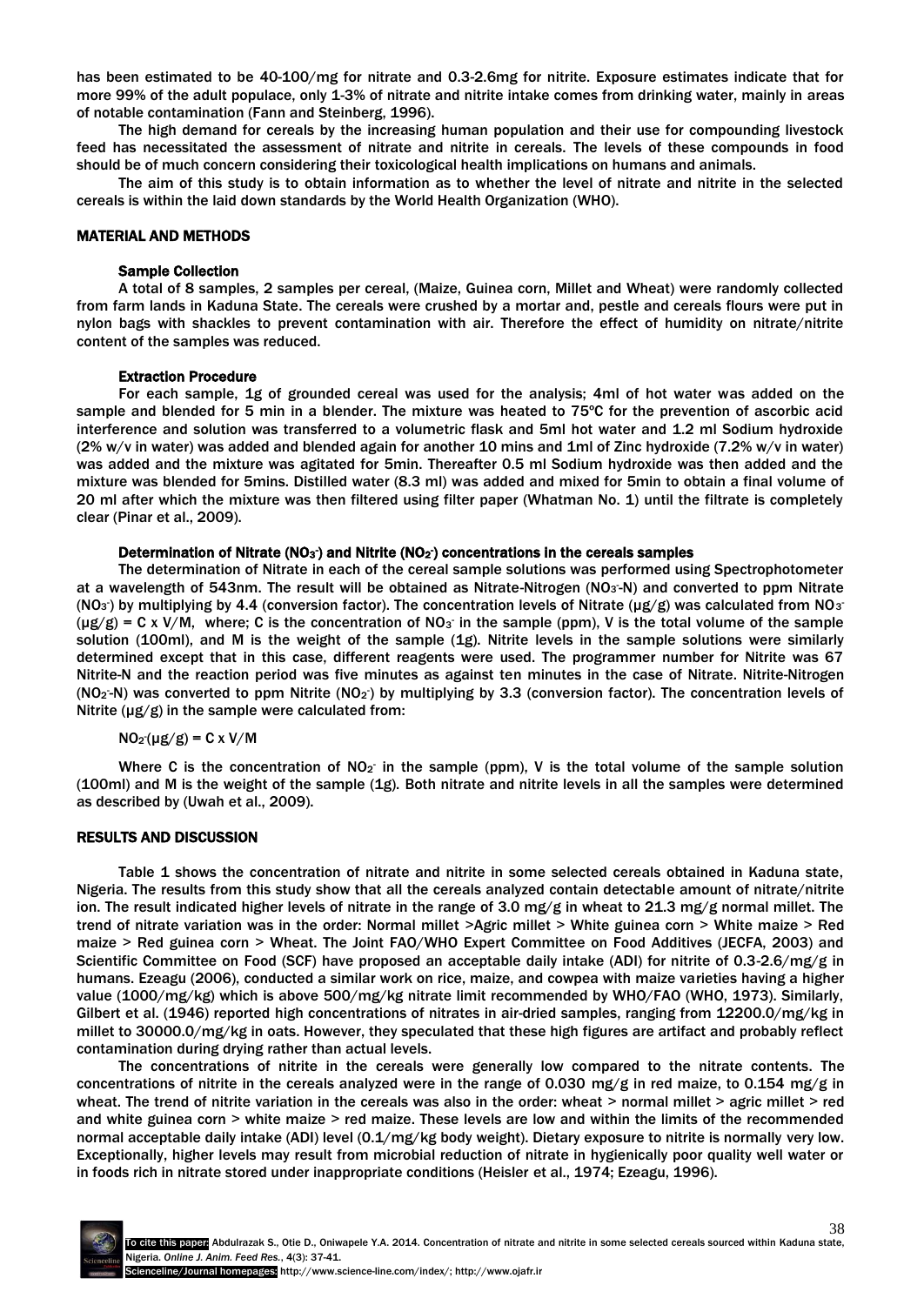has been estimated to be 40-100/mg for nitrate and 0.3-2.6mg for nitrite. Exposure estimates indicate that for more 99% of the adult populace, only 1-3% of nitrate and nitrite intake comes from drinking water, mainly in areas of notable contamination (Fann and Steinberg, 1996).

The high demand for cereals by the increasing human population and their use for compounding livestock feed has necessitated the assessment of nitrate and nitrite in cereals. The levels of these compounds in food should be of much concern considering their toxicological health implications on humans and animals.

The aim of this study is to obtain information as to whether the level of nitrate and nitrite in the selected cereals is within the laid down standards by the World Health Organization (WHO).

## MATERIAL AND METHODS

### Sample Collection

A total of 8 samples, 2 samples per cereal, (Maize, Guinea corn, Millet and Wheat) were randomly collected from farm lands in Kaduna State. The cereals were crushed by a mortar and, pestle and cereals flours were put in nylon bags with shackles to prevent contamination with air. Therefore the effect of humidity on nitrate/nitrite content of the samples was reduced.

### Extraction Procedure

For each sample, 1g of grounded cereal was used for the analysis; 4ml of hot water was added on the sample and blended for 5 min in a blender. The mixture was heated to 75ºC for the prevention of ascorbic acid interference and solution was transferred to a volumetric flask and 5ml hot water and 1.2 ml Sodium hydroxide (2% w/v in water) was added and blended again for another 10 mins and 1ml of Zinc hydroxide (7.2% w/v in water) was added and the mixture was agitated for 5min. Thereafter 0.5 ml Sodium hydroxide was then added and the mixture was blended for 5mins. Distilled water (8.3 ml) was added and mixed for 5min to obtain a final volume of 20 ml after which the mixture was then filtered using filter paper (Whatman No. 1) until the filtrate is completely clear (Pinar et al., 2009).

### Determination of Nitrate ($NO_3^-$) and Nitrite ($NO_2^-$) concentrations in the cereals samples

The determination of Nitrate in each of the cereal sample solutions was performed using Spectrophotometer at a wavelength of 543nm. The result will be obtained as Nitrate-Nitrogen ($NO_3^-$-N) and converted to ppm Nitrate ($NO_3^-$) by multiplying by 4.4 (conversion factor). The concentration levels of Nitrate (µg/g) was calculated from $NO_3^-$ (µg/g) = C x V/M, where; C is the concentration of $NO_3^-$ in the sample (ppm), V is the total volume of the sample solution (100ml), and M is the weight of the sample (1g). Nitrite levels in the sample solutions were similarly determined except that in this case, different reagents were used. The programmer number for Nitrite was 67 Nitrite-N and the reaction period was five minutes as against ten minutes in the case of Nitrate. Nitrite-Nitrogen ($NO_2^-$-N) was converted to ppm Nitrite ($NO_2^-$) by multiplying by 3.3 (conversion factor). The concentration levels of Nitrite (µg/g) in the sample were calculated from:

$NO_2^-$(µg/g) = C x V/M

Where C is the concentration of $NO_2^-$ in the sample (ppm), V is the total volume of the sample solution (100ml) and M is the weight of the sample (1g). Both nitrate and nitrite levels in all the samples were determined as described by (Uwah et al., 2009).

## RESULTS AND DISCUSSION

Table 1 shows the concentration of nitrate and nitrite in some selected cereals obtained in Kaduna state, Nigeria. The results from this study show that all the cereals analyzed contain detectable amount of nitrate/nitrite ion. The result indicated higher levels of nitrate in the range of 3.0 mg/g in wheat to 21.3 mg/g normal millet. The trend of nitrate variation was in the order: Normal millet >Agric millet > White guinea corn > White maize > Red maize > Red guinea corn > Wheat. The Joint FAO/WHO Expert Committee on Food Additives (JECFA, 2003) and Scientific Committee on Food (SCF) have proposed an acceptable daily intake (ADI) for nitrite of 0.3-2.6/mg/g in humans. Ezeagu (2006), conducted a similar work on rice, maize, and cowpea with maize varieties having a higher value (1000/mg/kg) which is above 500/mg/kg nitrate limit recommended by WHO/FAO (WHO, 1973). Similarly, Gilbert et al. (1946) reported high concentrations of nitrates in air-dried samples, ranging from 12200.0/mg/kg in millet to 30000.0/mg/kg in oats. However, they speculated that these high figures are artifact and probably reflect contamination during drying rather than actual levels.

The concentrations of nitrite in the cereals were generally low compared to the nitrate contents. The concentrations of nitrite in the cereals analyzed were in the range of 0.030 mg/g in red maize, to 0.154 mg/g in wheat. The trend of nitrite variation in the cereals was also in the order: wheat > normal millet > agric millet > red and white guinea corn > white maize > red maize. These levels are low and within the limits of the recommended normal acceptable daily intake (ADI) level (0.1/mg/kg body weight). Dietary exposure to nitrite is normally very low. Exceptionally, higher levels may result from microbial reduction of nitrate in hygienically poor quality well water or in foods rich in nitrate stored under inappropriate conditions (Heisler et al., 1974; Ezeagu, 1996).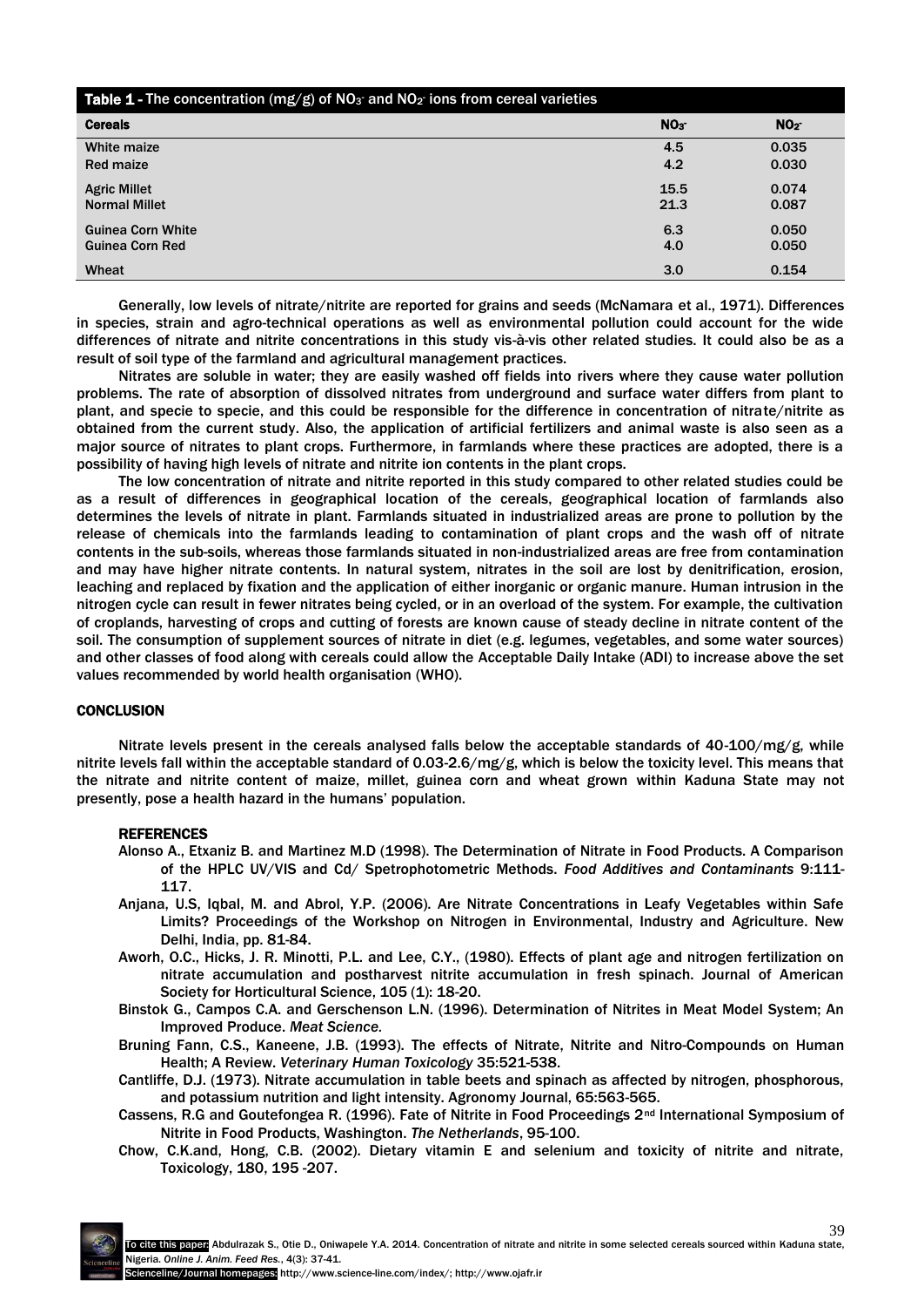**Table 1 -** The concentration (mg/g) of $NO_3^-$ and $NO_2^-$ ions from cereal varieties

| Cereals | $NO_3^-$ | $NO_2^-$ |
|---|---|---|
| White maize | 4.5 | 0.035 |
| Red maize | 4.2 | 0.030 |
| Agric Millet | 15.5 | 0.074 |
| Normal Millet | 21.3 | 0.087 |
| Guinea Corn White | 6.3 | 0.050 |
| Guinea Corn Red | 4.0 | 0.050 |
| Wheat | 3.0 | 0.154 |

Generally, low levels of nitrate/nitrite are reported for grains and seeds (McNamara et al., 1971). Differences in species, strain and agro-technical operations as well as environmental pollution could account for the wide differences of nitrate and nitrite concentrations in this study vis-à-vis other related studies. It could also be as a result of soil type of the farmland and agricultural management practices.

Nitrates are soluble in water; they are easily washed off fields into rivers where they cause water pollution problems. The rate of absorption of dissolved nitrates from underground and surface water differs from plant to plant, and specie to specie, and this could be responsible for the difference in concentration of nitrate/nitrite as obtained from the current study. Also, the application of artificial fertilizers and animal waste is also seen as a major source of nitrates to plant crops. Furthermore, in farmlands where these practices are adopted, there is a possibility of having high levels of nitrate and nitrite ion contents in the plant crops.

The low concentration of nitrate and nitrite reported in this study compared to other related studies could be as a result of differences in geographical location of the cereals, geographical location of farmlands also determines the levels of nitrate in plant. Farmlands situated in industrialized areas are prone to pollution by the release of chemicals into the farmlands leading to contamination of plant crops and the wash off of nitrate contents in the sub-soils, whereas those farmlands situated in non-industrialized areas are free from contamination and may have higher nitrate contents. In natural system, nitrates in the soil are lost by denitrification, erosion, leaching and replaced by fixation and the application of either inorganic or organic manure. Human intrusion in the nitrogen cycle can result in fewer nitrates being cycled, or in an overload of the system. For example, the cultivation of croplands, harvesting of crops and cutting of forests are known cause of steady decline in nitrate content of the soil. The consumption of supplement sources of nitrate in diet (e.g. legumes, vegetables, and some water sources) and other classes of food along with cereals could allow the Acceptable Daily Intake (ADI) to increase above the set values recommended by world health organisation (WHO).

## CONCLUSION

Nitrate levels present in the cereals analysed falls below the acceptable standards of 40-100/mg/g, while nitrite levels fall within the acceptable standard of 0.03-2.6/mg/g, which is below the toxicity level. This means that the nitrate and nitrite content of maize, millet, guinea corn and wheat grown within Kaduna State may not presently, pose a health hazard in the humans' population.

### REFERENCES

Alonso A., Etxaniz B. and Martinez M.D (1998). The Determination of Nitrate in Food Products. A Comparison of the HPLC UV/VIS and Cd/ Spetrophotometric Methods. *Food Additives and Contaminants* 9:111-117.

Anjana, U.S, Iqbal, M. and Abrol, Y.P. (2006). Are Nitrate Concentrations in Leafy Vegetables within Safe Limits? Proceedings of the Workshop on Nitrogen in Environmental, Industry and Agriculture. New Delhi, India, pp. 81-84.

Aworh, O.C., Hicks, J. R. Minotti, P.L. and Lee, C.Y., (1980). Effects of plant age and nitrogen fertilization on nitrate accumulation and postharvest nitrite accumulation in fresh spinach. Journal of American Society for Horticultural Science, 105 (1): 18-20.

Binstok G., Campos C.A. and Gerschenson L.N. (1996). Determination of Nitrites in Meat Model System; An Improved Produce. *Meat Science.*

Bruning Fann, C.S., Kaneene, J.B. (1993). The effects of Nitrate, Nitrite and Nitro-Compounds on Human Health; A Review. *Veterinary Human Toxicology* 35:521-538.

Cantliffe, D.J. (1973). Nitrate accumulation in table beets and spinach as affected by nitrogen, phosphorous, and potassium nutrition and light intensity. Agronomy Journal, 65:563-565.

Cassens, R.G and Goutefongea R. (1996). Fate of Nitrite in Food Proceedings 2nd International Symposium of Nitrite in Food Products, Washington. *The Netherlands*, 95-100.

Chow, C.K.and, Hong, C.B. (2002). Dietary vitamin E and selenium and toxicity of nitrite and nitrate, Toxicology, 180, 195 -207.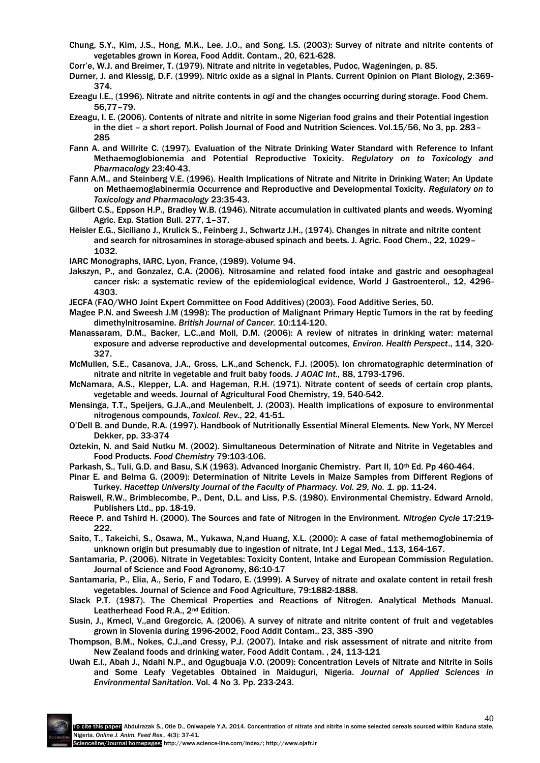Chung, S.Y., Kim, J.S., Hong, M.K., Lee, J.O., and Song, I.S. (2003): Survey of nitrate and nitrite contents of vegetables grown in Korea, Food Addit. Contam., 20, 621-628.

Corr'e, W.J. and Breimer, T. (1979). Nitrate and nitrite in vegetables, Pudoc, Wageningen, p. 85.

Durner, J. and Klessig, D.F. (1999). Nitric oxide as a signal in Plants. Current Opinion on Plant Biology, 2:369-374.

Ezeagu I.E., (1996). Nitrate and nitrite contents in *ogi* and the changes occurring during storage. Food Chem. 56,77–79.

Ezeagu, I. E. (2006). Contents of nitrate and nitrite in some Nigerian food grains and their Potential ingestion in the diet – a short report. Polish Journal of Food and Nutrition Sciences. Vol.15/56, No 3, pp. 283–285

Fann A. and Willrite C. (1997). Evaluation of the Nitrate Drinking Water Standard with Reference to Infant Methaemoglobionemia and Potential Reproductive Toxicity. *Regulatory on to Toxicology and Pharmacology* 23:40-43.

Fann A.M., and Steinberg V.E. (1996). Health Implications of Nitrate and Nitrite in Drinking Water; An Update on Methaemoglabinermia Occurrence and Reproductive and Developmental Toxicity. *Regulatory on to Toxicology and Pharmacology* 23:35-43.

Gilbert C.S., Eppson H.P., Bradley W.B. (1946). Nitrate accumulation in cultivated plants and weeds. Wyoming Agric. Exp. Station Bull. 277, 1–37.

Heisler E.G., Siciliano J., Krulick S., Feinberg J., Schwartz J.H., (1974). Changes in nitrate and nitrite content and search for nitrosamines in storage-abused spinach and beets. J. Agric. Food Chem., 22, 1029–1032.

IARC Monographs, IARC, Lyon, France, (1989). Volume 94.

Jakszyn, P., and Gonzalez, C.A. (2006). Nitrosamine and related food intake and gastric and oesophageal cancer risk: a systematic review of the epidemiological evidence, World J Gastroenterol., 12, 4296-4303.

JECFA (FAO/WHO Joint Expert Committee on Food Additives) (2003). Food Additive Series, 50.

Magee P.N. and Sweesh J.M (1998): The production of Malignant Primary Heptic Tumors in the rat by feeding dimethylnitrosamine. *British Journal of Cancer.* 10:114-120.

Manassaram, D.M., Backer, L.C.,and Moll, D.M. (2006): A review of nitrates in drinking water: maternal exposure and adverse reproductive and developmental outcomes, *Environ. Health Perspect*., 114, 320-327.

McMullen, S.E., Casanova, J.A., Gross, L.K.,and Schenck, F.J. (2005). Ion chromatographic determination of nitrate and nitrite in vegetable and fruit baby foods. *J AOAC Int.,* 88, 1793-1796.

McNamara, A.S., Klepper, L.A. and Hageman, R.H. (1971). Nitrate content of seeds of certain crop plants, vegetable and weeds. Journal of Agricultural Food Chemistry, 19, 540-542.

Mensinga, T.T., Speijers, G.J.A.,and Meulenbelt, J. (2003). Health implications of exposure to environmental nitrogenous compounds, *Toxicol. Rev*., 22, 41-51.

O'Dell B. and Dunde, R.A. (1997). Handbook of Nutritionally Essential Mineral Elements. New York, NY Mercel Dekker, pp. 33-374

Oztekin, N. and Said Nutku M. (2002). Simultaneous Determination of Nitrate and Nitrite in Vegetables and Food Products. *Food Chemistry* 79:103-106.

Parkash, S., Tuli, G.D. and Basu, S.K (1963). Advanced Inorganic Chemistry. Part II, 10th Ed. Pp 460-464.

Pinar E. and Belma G. (2009): Determination of Nitrite Levels in Maize Samples from Different Regions of Turkey. *Hacettep University Journal of the Faculty of Pharmacy. Vol. 29, No. 1.* pp. 11-24.

Raiswell, R.W., Brimblecombe, P., Dent, D.L. and Liss, P.S. (1980). Environmental Chemistry. Edward Arnold, Publishers Ltd., pp. 18-19.

Reece P. and Tshird H. (2000). The Sources and fate of Nitrogen in the Environment. *Nitrogen Cycle* 17:219-222.

Saito, T., Takeichi, S., Osawa, M., Yukawa, N,and Huang, X.L. (2000): A case of fatal methemoglobinemia of unknown origin but presumably due to ingestion of nitrate, Int J Legal Med., 113, 164-167.

Santamaria, P. (2006). Nitrate in Vegetables: Toxicity Content, Intake and European Commission Regulation. Journal of Science and Food Agronomy, 86:10-17

Santamaria, P., Elia, A., Serio, F and Todaro, E. (1999). A Survey of nitrate and oxalate content in retail fresh vegetables. Journal of Science and Food Agriculture, 79:1882-1888.

Slack P.T. (1987). The Chemical Properties and Reactions of Nitrogen. Analytical Methods Manual. Leatherhead Food R.A., 2nd Edition.

Susin, J., Kmecl, V.,and Gregorcic, A. (2006). A survey of nitrate and nitrite content of fruit and vegetables grown in Slovenia during 1996-2002, Food Addit Contam., 23, 385 -390

Thompson, B.M., Nokes, C.J.,and Cressy, P.J. (2007). Intake and risk assessment of nitrate and nitrite from New Zealand foods and drinking water, Food Addit Contam. , 24, 113-121

Uwah E.I., Abah J., Ndahi N.P., and Ogugbuaja V.O. (2009): Concentration Levels of Nitrate and Nitrite in Soils and Some Leafy Vegetables Obtained in Maiduguri, Nigeria. *Journal of Applied Sciences in Environmental Sanitation.* Vol. 4 No 3. Pp. 233-243.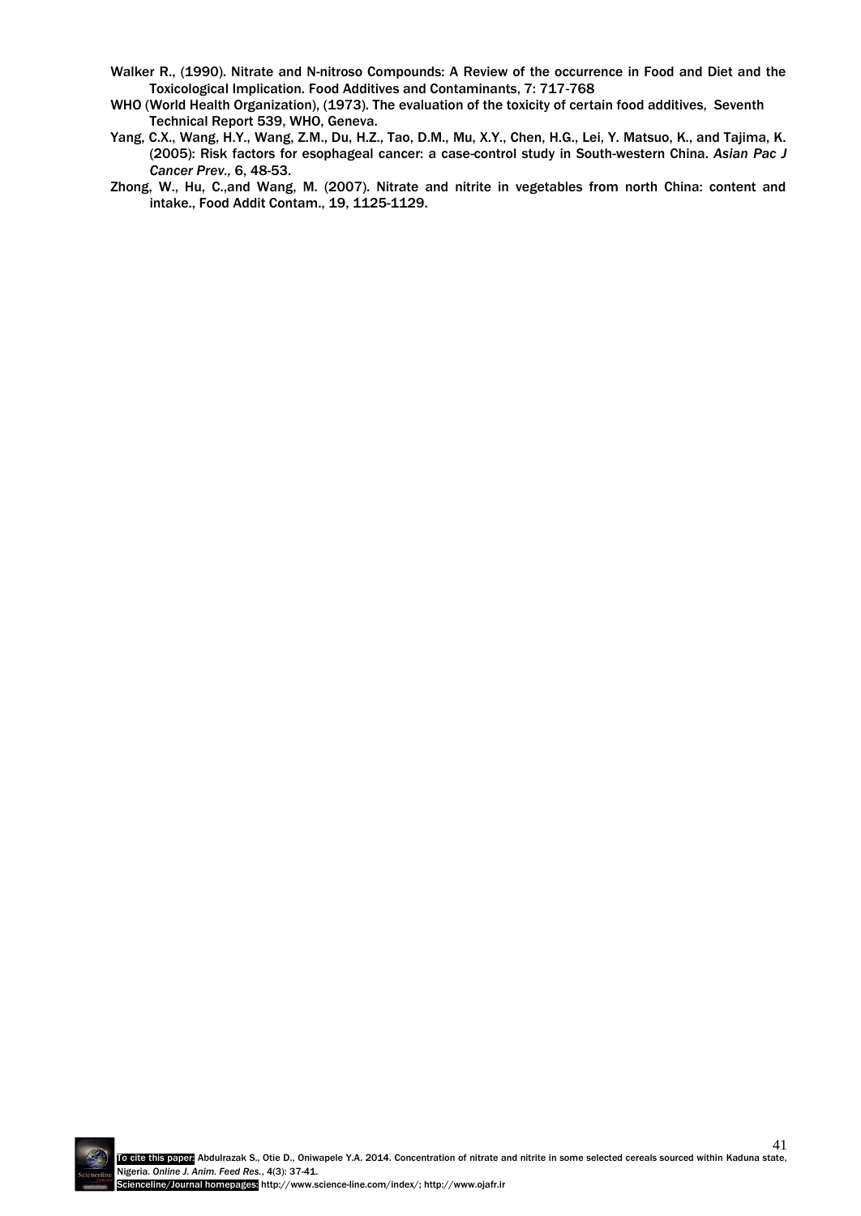Walker R., (1990). Nitrate and N-nitroso Compounds: A Review of the occurrence in Food and Diet and the Toxicological Implication. Food Additives and Contaminants, 7: 717-768

WHO (World Health Organization), (1973). The evaluation of the toxicity of certain food additives, Seventh Technical Report 539, WHO, Geneva.

Yang, C.X., Wang, H.Y., Wang, Z.M., Du, H.Z., Tao, D.M., Mu, X.Y., Chen, H.G., Lei, Y. Matsuo, K., and Tajima, K. (2005): Risk factors for esophageal cancer: a case-control study in South-western China. *Asian Pac J Cancer Prev.,* 6, 48-53.

Zhong, W., Hu, C.,and Wang, M. (2007). Nitrate and nitrite in vegetables from north China: content and intake., Food Addit Contam., 19, 1125-1129.